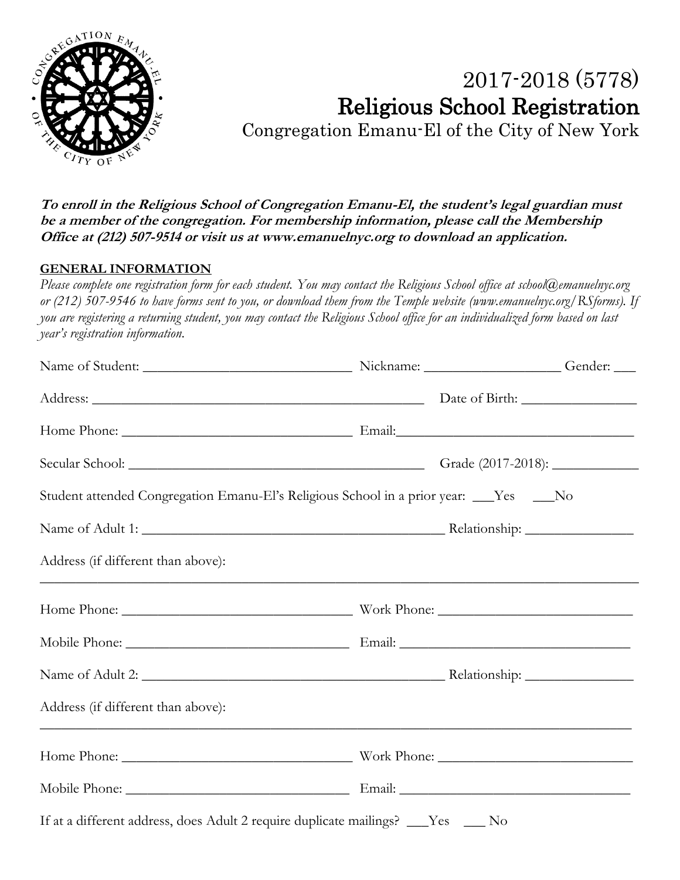# 2017-2018 (5778)
# Religious School Registration
Congregation Emanu-El of the City of New York

***To enroll in the Religious School of Congregation Emanu-El, the student's legal guardian must be a member of the congregation. For membership information, please call the Membership Office at (212) 507-9514 or visit us at www.emanuelnyc.org to download an application.***

**GENERAL INFORMATION**

*Please complete one registration form for each student. You may contact the Religious School office at school@emanuelnyc.org or (212) 507-9546 to have forms sent to you, or download them from the Temple website (www.emanuelnyc.org/RSforms). If you are registering a returning student, you may contact the Religious School office for an individualized form based on last year's registration information.*

Name of Student: ______________________________ Nickname: ___________________ Gender: ___

Address: ________________________________________________ Date of Birth: ________________

Home Phone: _________________________________ Email: __________________________________

Secular School: ___________________________________________ Grade (2017-2018): ____________

Student attended Congregation Emanu-El's Religious School in a prior year: ___Yes ___No

Name of Adult 1: ___________________________________________ Relationship: _______________

Address (if different than above):

_____________________________________________________________________________________

Home Phone: _________________________________ Work Phone: ___________________________

Mobile Phone: _______________________________ Email: _________________________________

Name of Adult 2: ___________________________________________ Relationship: _______________

Address (if different than above):

_____________________________________________________________________________________

Home Phone: _________________________________ Work Phone: ___________________________

Mobile Phone: _______________________________ Email: _________________________________

If at a different address, does Adult 2 require duplicate mailings? ___Yes ___ No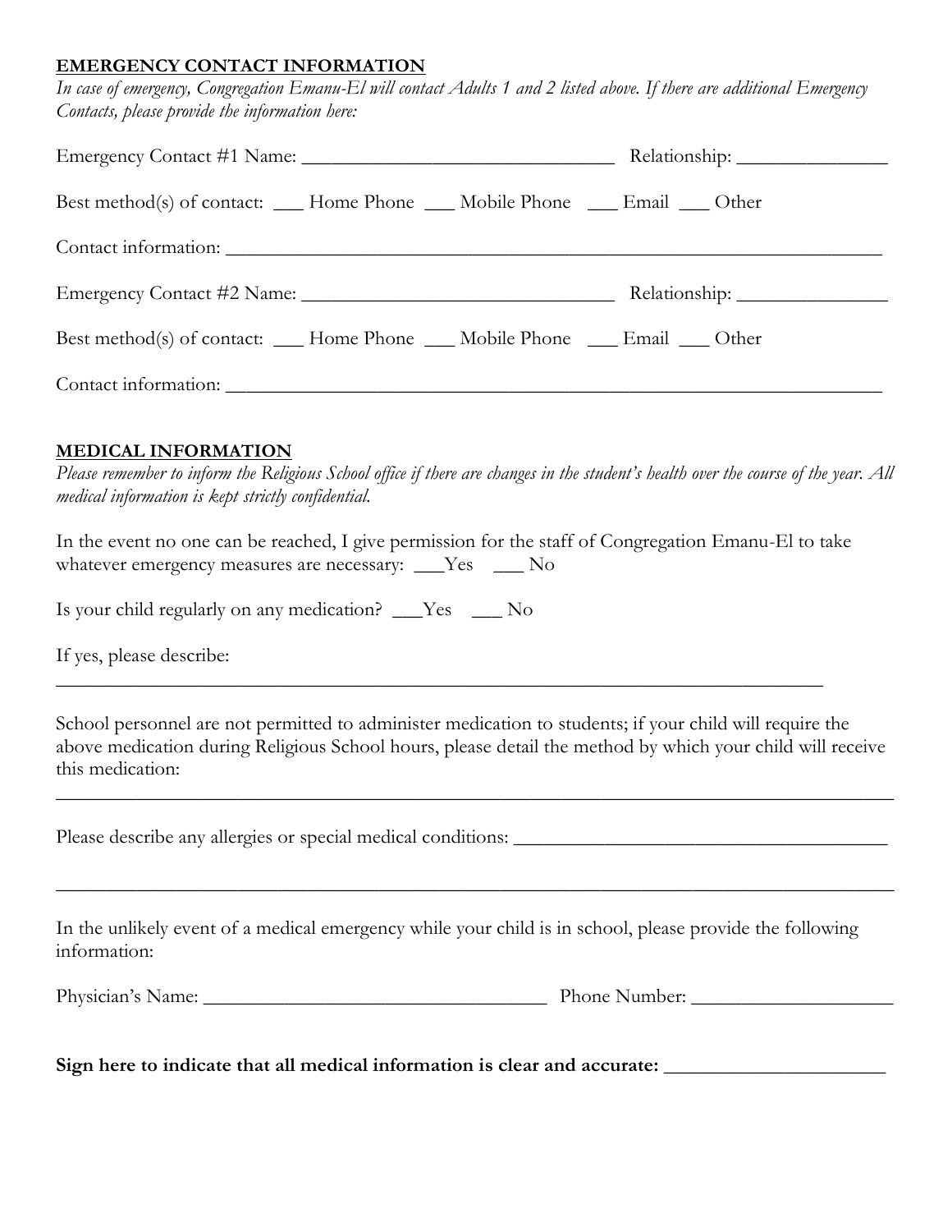**EMERGENCY CONTACT INFORMATION**

*In case of emergency, Congregation Emanu-El will contact Adults 1 and 2 listed above. If there are additional Emergency Contacts, please provide the information here:*

Emergency Contact #1 Name: ________________________________ Relationship: _______________

Best method(s) of contact: ___ Home Phone ___ Mobile Phone ___ Email ___ Other

Contact information: ____________________________________________________________________

Emergency Contact #2 Name: ________________________________ Relationship: _______________

Best method(s) of contact: ___ Home Phone ___ Mobile Phone ___ Email ___ Other

Contact information: ____________________________________________________________________

**MEDICAL INFORMATION**

*Please remember to inform the Religious School office if there are changes in the student's health over the course of the year. All medical information is kept strictly confidential.*

In the event no one can be reached, I give permission for the staff of Congregation Emanu-El to take whatever emergency measures are necessary: ___Yes ___ No

Is your child regularly on any medication? ___Yes ___ No

If yes, please describe:
________________________________________________________________________________

School personnel are not permitted to administer medication to students; if your child will require the above medication during Religious School hours, please detail the method by which your child will receive this medication:
____________________________________________________________________________________

Please describe any allergies or special medical conditions: ______________________________________

____________________________________________________________________________________

In the unlikely event of a medical emergency while your child is in school, please provide the following information:

Physician's Name: ___________________________________ Phone Number: ____________________

**Sign here to indicate that all medical information is clear and accurate: ______________________**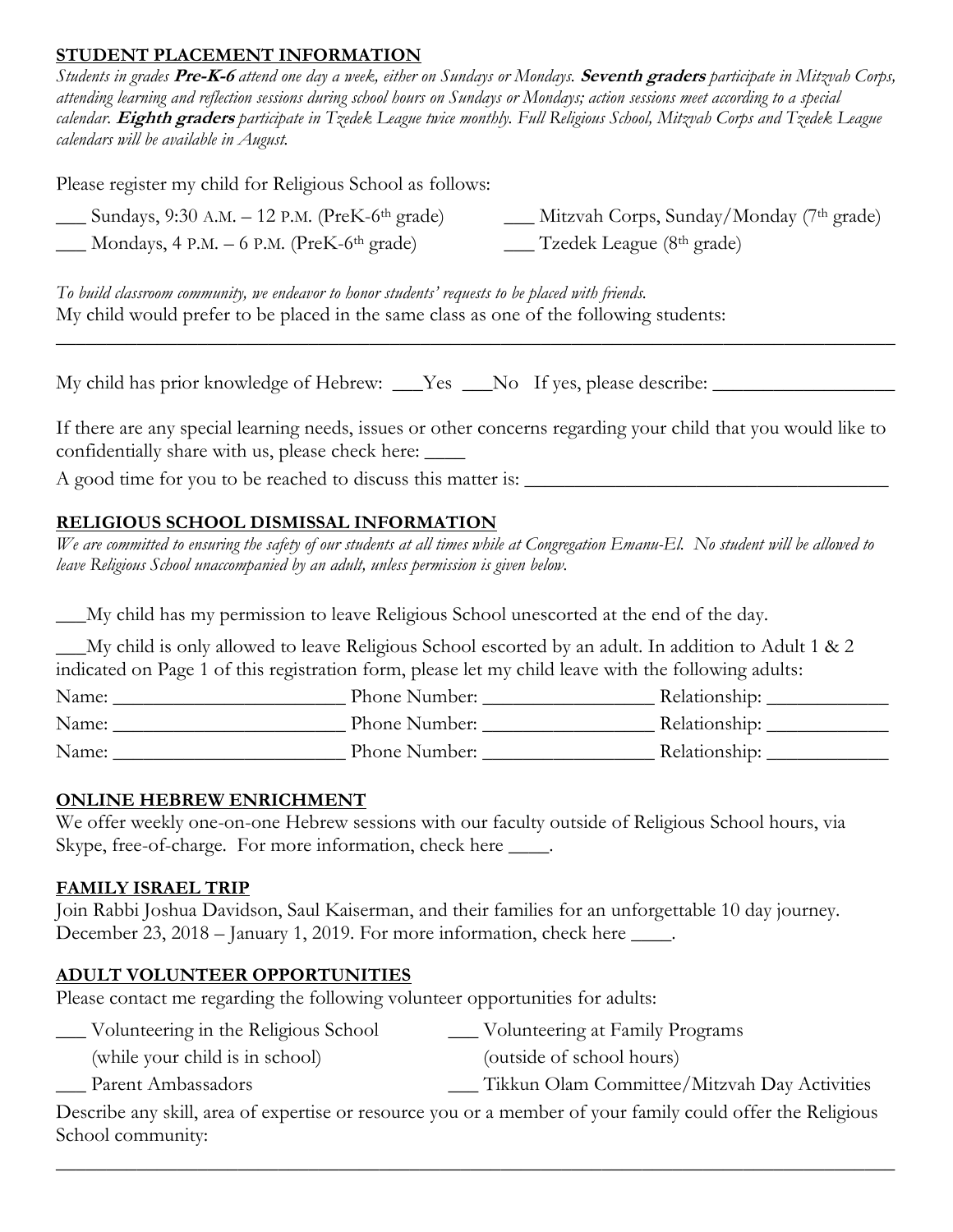## STUDENT PLACEMENT INFORMATION

*Students in grades **Pre-K-6** attend one day a week, either on Sundays or Mondays. **Seventh graders** participate in Mitzvah Corps, attending learning and reflection sessions during school hours on Sundays or Mondays; action sessions meet according to a special calendar. **Eighth graders** participate in Tzedek League twice monthly. Full Religious School, Mitzvah Corps and Tzedek League calendars will be available in August.*

Please register my child for Religious School as follows:

___ Sundays, 9:30 A.M. – 12 P.M. (PreK-6th grade)

___ Mondays, 4 P.M. – 6 P.M. (PreK-6th grade)

___ Mitzvah Corps, Sunday/Monday (7th grade)

___ Tzedek League (8th grade)

*To build classroom community, we endeavor to honor students' requests to be placed with friends.*
My child would prefer to be placed in the same class as one of the following students:

_______________________________________________________________________________

My child has prior knowledge of Hebrew: ___Yes ___No If yes, please describe: __________________

If there are any special learning needs, issues or other concerns regarding your child that you would like to confidentially share with us, please check here: ____

A good time for you to be reached to discuss this matter is: ___________________________________

## RELIGIOUS SCHOOL DISMISSAL INFORMATION

*We are committed to ensuring the safety of our students at all times while at Congregation Emanu-El. No student will be allowed to leave Religious School unaccompanied by an adult, unless permission is given below.*

___My child has my permission to leave Religious School unescorted at the end of the day.

___My child is only allowed to leave Religious School escorted by an adult. In addition to Adult 1 & 2 indicated on Page 1 of this registration form, please let my child leave with the following adults:

Name: _______________________ Phone Number: ________________ Relationship: ____________

Name: _______________________ Phone Number: ________________ Relationship: ____________

Name: _______________________ Phone Number: ________________ Relationship: ____________

## ONLINE HEBREW ENRICHMENT

We offer weekly one-on-one Hebrew sessions with our faculty outside of Religious School hours, via Skype, free-of-charge. For more information, check here ____.

## FAMILY ISRAEL TRIP

Join Rabbi Joshua Davidson, Saul Kaiserman, and their families for an unforgettable 10 day journey. December 23, 2018 – January 1, 2019. For more information, check here ____.

## ADULT VOLUNTEER OPPORTUNITIES

Please contact me regarding the following volunteer opportunities for adults:

___ Volunteering in the Religious School (while your child is in school)

___ Volunteering at Family Programs (outside of school hours)

___ Parent Ambassadors

___ Tikkun Olam Committee/Mitzvah Day Activities

Describe any skill, area of expertise or resource you or a member of your family could offer the Religious School community:

_______________________________________________________________________________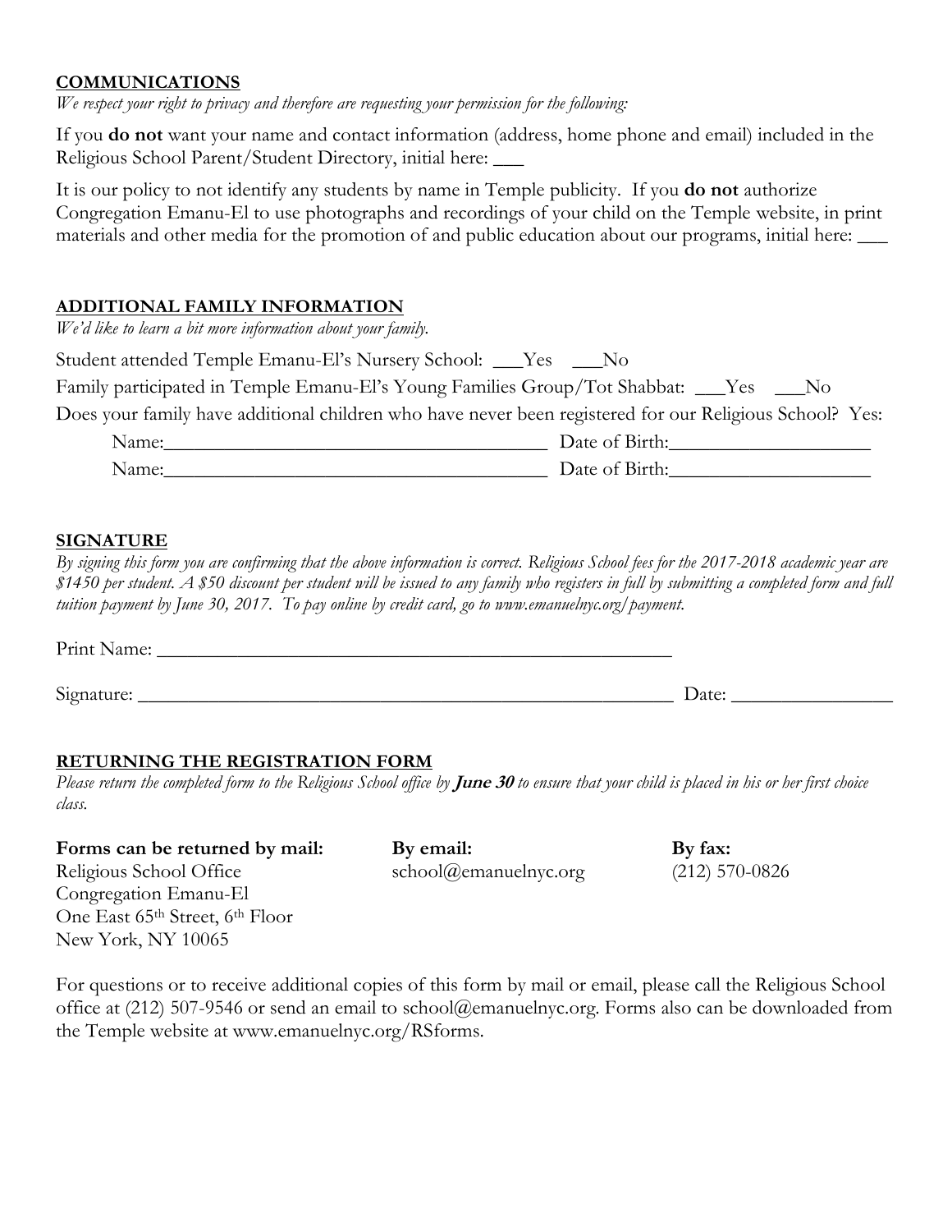**COMMUNICATIONS**

*We respect your right to privacy and therefore are requesting your permission for the following:*

If you **do not** want your name and contact information (address, home phone and email) included in the Religious School Parent/Student Directory, initial here: ___

It is our policy to not identify any students by name in Temple publicity. If you **do not** authorize Congregation Emanu-El to use photographs and recordings of your child on the Temple website, in print materials and other media for the promotion of and public education about our programs, initial here: ___

**ADDITIONAL FAMILY INFORMATION**

*We'd like to learn a bit more information about your family.*

Student attended Temple Emanu-El's Nursery School: ___Yes ___No

Family participated in Temple Emanu-El's Young Families Group/Tot Shabbat: ___Yes ___No

Does your family have additional children who have never been registered for our Religious School? Yes:

Name:_______________________________________ Date of Birth:____________________

Name:_______________________________________ Date of Birth:____________________

**SIGNATURE**

*By signing this form you are confirming that the above information is correct. Religious School fees for the 2017-2018 academic year are $1450 per student. A $50 discount per student will be issued to any family who registers in full by submitting a completed form and full tuition payment by June 30, 2017. To pay online by credit card, go to www.emanuelnyc.org/payment.*

Print Name: ________________________________________________________

Signature: ________________________________________________________ Date: ________________

**RETURNING THE REGISTRATION FORM**

*Please return the completed form to the Religious School office by* ***June 30*** *to ensure that your child is placed in his or her first choice class.*

**Forms can be returned by mail:**
Religious School Office
Congregation Emanu-El
One East 65th Street, 6th Floor
New York, NY 10065

**By email:**
school@emanuelnyc.org

**By fax:**
(212) 570-0826

For questions or to receive additional copies of this form by mail or email, please call the Religious School office at (212) 507-9546 or send an email to school@emanuelnyc.org. Forms also can be downloaded from the Temple website at www.emanuelnyc.org/RSforms.